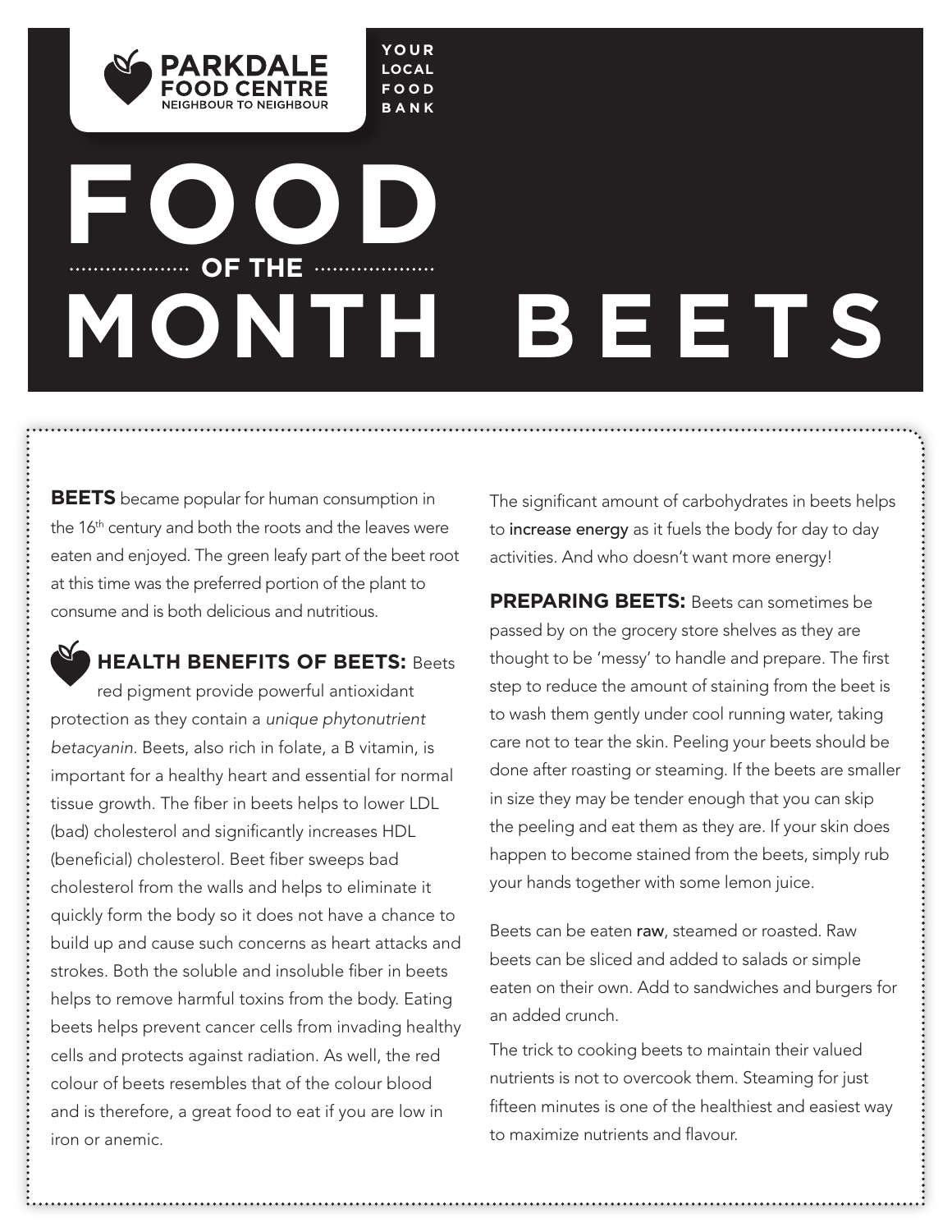**PARKDALE FOOD CENTRE**
NEIGHBOUR TO NEIGHBOUR

YOUR LOCAL FOOD BANK

# FOOD OF THE MONTH BEETS

**BEETS** became popular for human consumption in the 16th century and both the roots and the leaves were eaten and enjoyed. The green leafy part of the beet root at this time was the preferred portion of the plant to consume and is both delicious and nutritious.

**HEALTH BENEFITS OF BEETS:** Beets red pigment provide powerful antioxidant protection as they contain a *unique phytonutrient betacyanin*. Beets, also rich in folate, a B vitamin, is important for a healthy heart and essential for normal tissue growth. The fiber in beets helps to lower LDL (bad) cholesterol and significantly increases HDL (beneficial) cholesterol. Beet fiber sweeps bad cholesterol from the walls and helps to eliminate it quickly form the body so it does not have a chance to build up and cause such concerns as heart attacks and strokes. Both the soluble and insoluble fiber in beets helps to remove harmful toxins from the body. Eating beets helps prevent cancer cells from invading healthy cells and protects against radiation. As well, the red colour of beets resembles that of the colour blood and is therefore, a great food to eat if you are low in iron or anemic.

The significant amount of carbohydrates in beets helps to increase energy as it fuels the body for day to day activities. And who doesn't want more energy!

**PREPARING BEETS:** Beets can sometimes be passed by on the grocery store shelves as they are thought to be 'messy' to handle and prepare. The first step to reduce the amount of staining from the beet is to wash them gently under cool running water, taking care not to tear the skin. Peeling your beets should be done after roasting or steaming. If the beets are smaller in size they may be tender enough that you can skip the peeling and eat them as they are. If your skin does happen to become stained from the beets, simply rub your hands together with some lemon juice.

Beets can be eaten raw, steamed or roasted. Raw beets can be sliced and added to salads or simple eaten on their own. Add to sandwiches and burgers for an added crunch.

The trick to cooking beets to maintain their valued nutrients is not to overcook them. Steaming for just fifteen minutes is one of the healthiest and easiest way to maximize nutrients and flavour.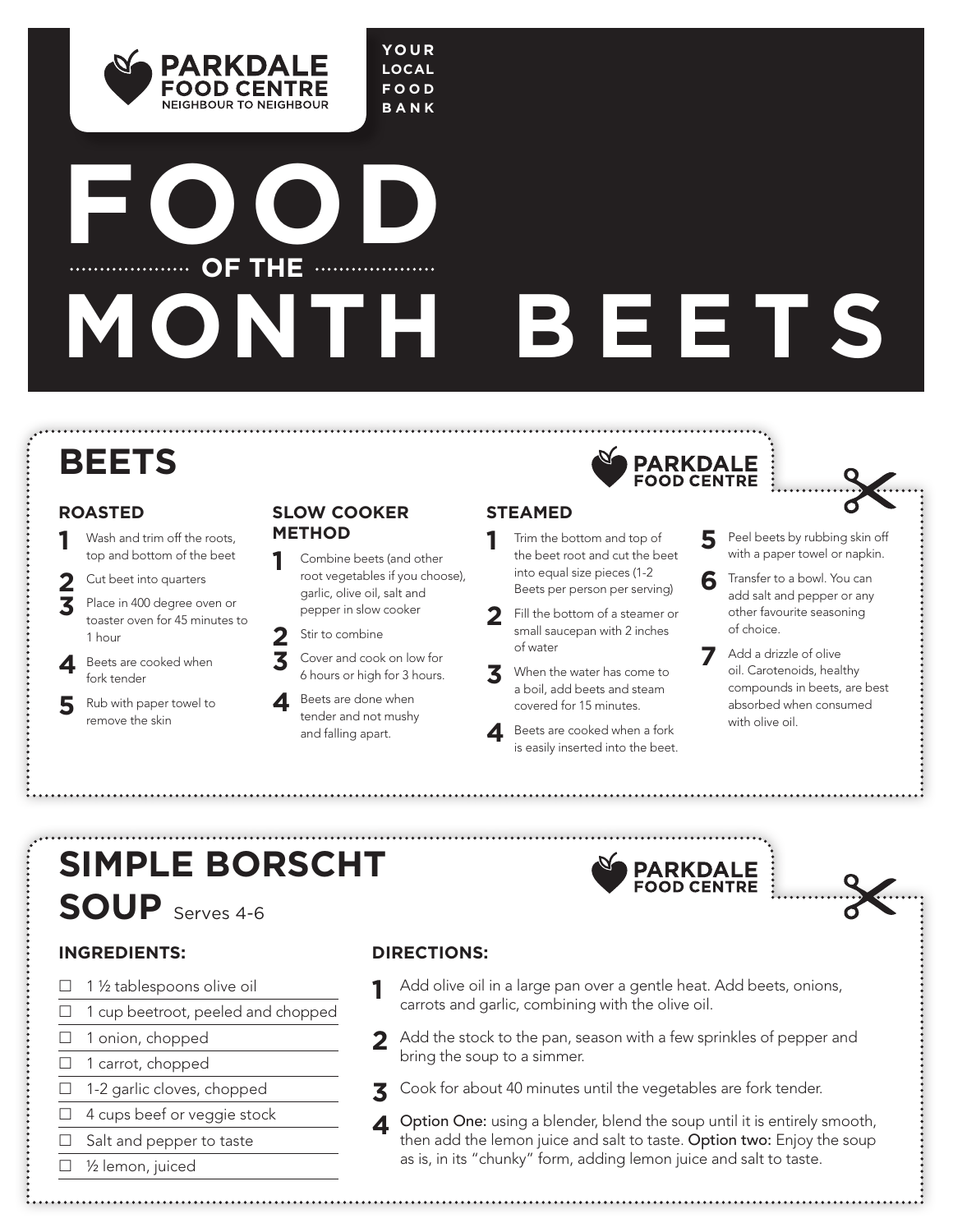PARKDALE FOOD CENTRE
NEIGHBOUR TO NEIGHBOUR

YOUR LOCAL FOOD BANK

# FOOD OF THE MONTH BEETS

## BEETS

PARKDALE FOOD CENTRE

### ROASTED

1. Wash and trim off the roots, top and bottom of the beet
2. Cut beet into quarters
3. Place in 400 degree oven or toaster oven for 45 minutes to 1 hour
4. Beets are cooked when fork tender
5. Rub with paper towel to remove the skin

### SLOW COOKER METHOD

1. Combine beets (and other root vegetables if you choose), garlic, olive oil, salt and pepper in slow cooker
2. Stir to combine
3. Cover and cook on low for 6 hours or high for 3 hours.
4. Beets are done when tender and not mushy and falling apart.

### STEAMED

1. Trim the bottom and top of the beet root and cut the beet into equal size pieces (1-2 Beets per person per serving)
2. Fill the bottom of a steamer or small saucepan with 2 inches of water
3. When the water has come to a boil, add beets and steam covered for 15 minutes.
4. Beets are cooked when a fork is easily inserted into the beet.
5. Peel beets by rubbing skin off with a paper towel or napkin.
6. Transfer to a bowl. You can add salt and pepper or any other favourite seasoning of choice.
7. Add a drizzle of olive oil. Carotenoids, healthy compounds in beets, are best absorbed when consumed with olive oil.

## SIMPLE BORSCHT SOUP Serves 4-6

PARKDALE FOOD CENTRE

### INGREDIENTS:

- ☐ 1 ½ tablespoons olive oil
- ☐ 1 cup beetroot, peeled and chopped
- ☐ 1 onion, chopped
- ☐ 1 carrot, chopped
- ☐ 1-2 garlic cloves, chopped
- ☐ 4 cups beef or veggie stock
- ☐ Salt and pepper to taste
- ☐ ½ lemon, juiced

### DIRECTIONS:

1. Add olive oil in a large pan over a gentle heat. Add beets, onions, carrots and garlic, combining with the olive oil.
2. Add the stock to the pan, season with a few sprinkles of pepper and bring the soup to a simmer.
3. Cook for about 40 minutes until the vegetables are fork tender.
4. **Option One:** using a blender, blend the soup until it is entirely smooth, then add the lemon juice and salt to taste. **Option two:** Enjoy the soup as is, in its "chunky" form, adding lemon juice and salt to taste.